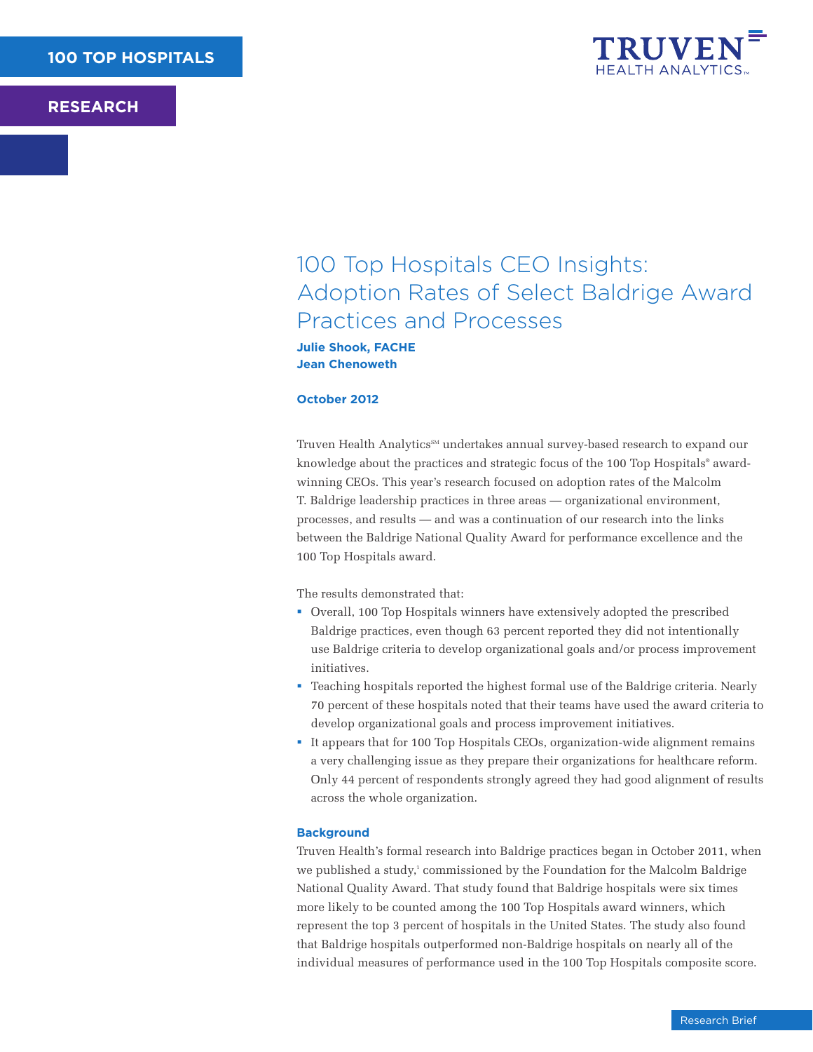100 TOP HOSPITALS

RESEARCH

TRUVEN HEALTH ANALYTICS™

# 100 Top Hospitals CEO Insights: Adoption Rates of Select Baldrige Award Practices and Processes

**Julie Shook, FACHE**
**Jean Chenoweth**

**October 2012**

Truven Health Analytics℠ undertakes annual survey-based research to expand our knowledge about the practices and strategic focus of the 100 Top Hospitals® award-winning CEOs. This year's research focused on adoption rates of the Malcolm T. Baldrige leadership practices in three areas — organizational environment, processes, and results — and was a continuation of our research into the links between the Baldrige National Quality Award for performance excellence and the 100 Top Hospitals award.

The results demonstrated that:

- Overall, 100 Top Hospitals winners have extensively adopted the prescribed Baldrige practices, even though 63 percent reported they did not intentionally use Baldrige criteria to develop organizational goals and/or process improvement initiatives.
- Teaching hospitals reported the highest formal use of the Baldrige criteria. Nearly 70 percent of these hospitals noted that their teams have used the award criteria to develop organizational goals and process improvement initiatives.
- It appears that for 100 Top Hospitals CEOs, organization-wide alignment remains a very challenging issue as they prepare their organizations for healthcare reform. Only 44 percent of respondents strongly agreed they had good alignment of results across the whole organization.

## Background

Truven Health's formal research into Baldrige practices began in October 2011, when we published a study,[1] commissioned by the Foundation for the Malcolm Baldrige National Quality Award. That study found that Baldrige hospitals were six times more likely to be counted among the 100 Top Hospitals award winners, which represent the top 3 percent of hospitals in the United States. The study also found that Baldrige hospitals outperformed non-Baldrige hospitals on nearly all of the individual measures of performance used in the 100 Top Hospitals composite score.

Research Brief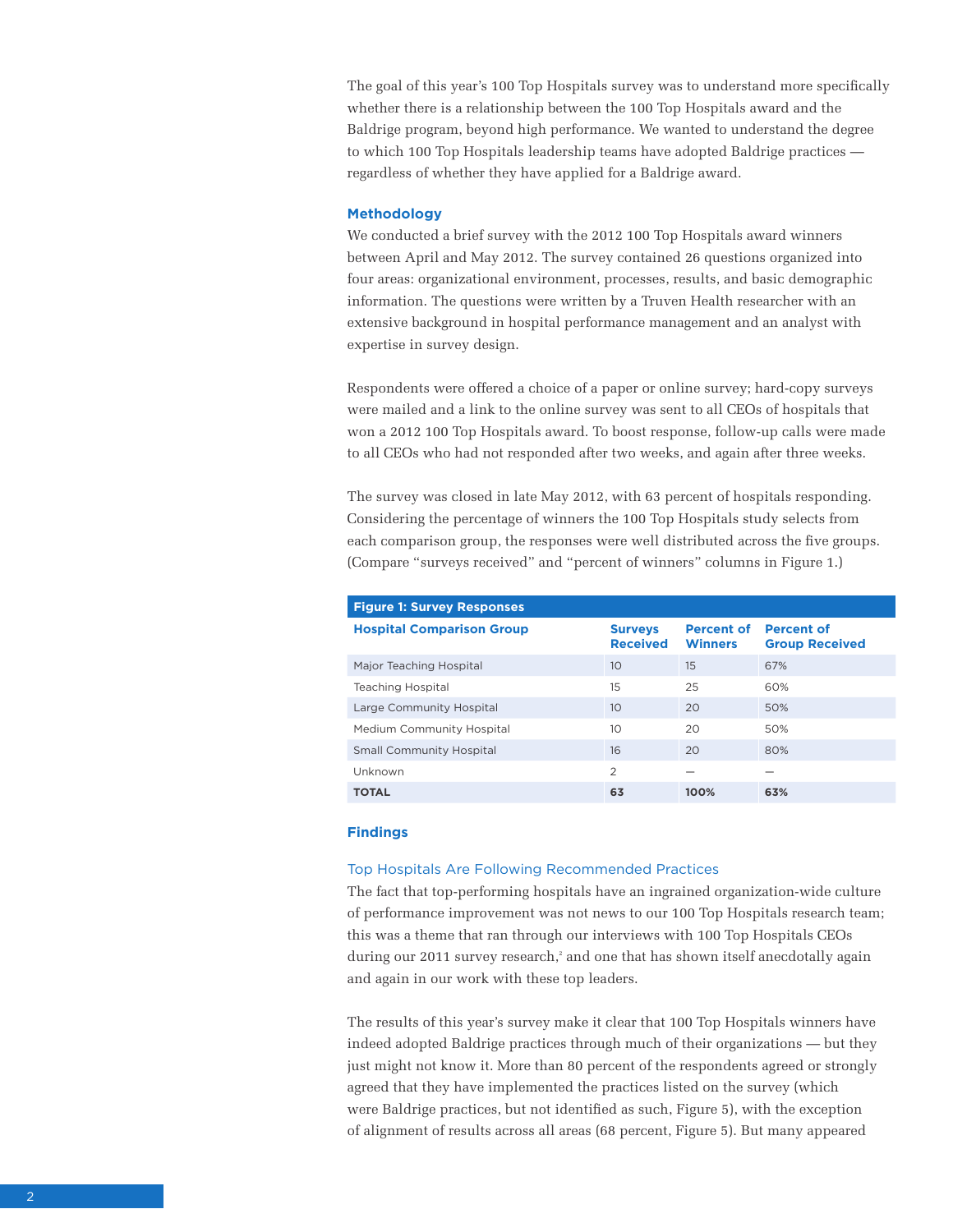The goal of this year's 100 Top Hospitals survey was to understand more specifically whether there is a relationship between the 100 Top Hospitals award and the Baldrige program, beyond high performance. We wanted to understand the degree to which 100 Top Hospitals leadership teams have adopted Baldrige practices — regardless of whether they have applied for a Baldrige award.

### Methodology

We conducted a brief survey with the 2012 100 Top Hospitals award winners between April and May 2012. The survey contained 26 questions organized into four areas: organizational environment, processes, results, and basic demographic information. The questions were written by a Truven Health researcher with an extensive background in hospital performance management and an analyst with expertise in survey design.

Respondents were offered a choice of a paper or online survey; hard-copy surveys were mailed and a link to the online survey was sent to all CEOs of hospitals that won a 2012 100 Top Hospitals award. To boost response, follow-up calls were made to all CEOs who had not responded after two weeks, and again after three weeks.

The survey was closed in late May 2012, with 63 percent of hospitals responding. Considering the percentage of winners the 100 Top Hospitals study selects from each comparison group, the responses were well distributed across the five groups. (Compare "surveys received" and "percent of winners" columns in Figure 1.)

**Figure 1: Survey Responses**

| Hospital Comparison Group | Surveys Received | Percent of Winners | Percent of Group Received |
|---|---|---|---|
| Major Teaching Hospital | 10 | 15 | 67% |
| Teaching Hospital | 15 | 25 | 60% |
| Large Community Hospital | 10 | 20 | 50% |
| Medium Community Hospital | 10 | 20 | 50% |
| Small Community Hospital | 16 | 20 | 80% |
| Unknown | 2 | — | — |
| **TOTAL** | **63** | **100%** | **63%** |

### Findings

#### Top Hospitals Are Following Recommended Practices

The fact that top-performing hospitals have an ingrained organization-wide culture of performance improvement was not news to our 100 Top Hospitals research team; this was a theme that ran through our interviews with 100 Top Hospitals CEOs during our 2011 survey research,[2] and one that has shown itself anecdotally again and again in our work with these top leaders.

The results of this year's survey make it clear that 100 Top Hospitals winners have indeed adopted Baldrige practices through much of their organizations — but they just might not know it. More than 80 percent of the respondents agreed or strongly agreed that they have implemented the practices listed on the survey (which were Baldrige practices, but not identified as such, Figure 5), with the exception of alignment of results across all areas (68 percent, Figure 5). But many appeared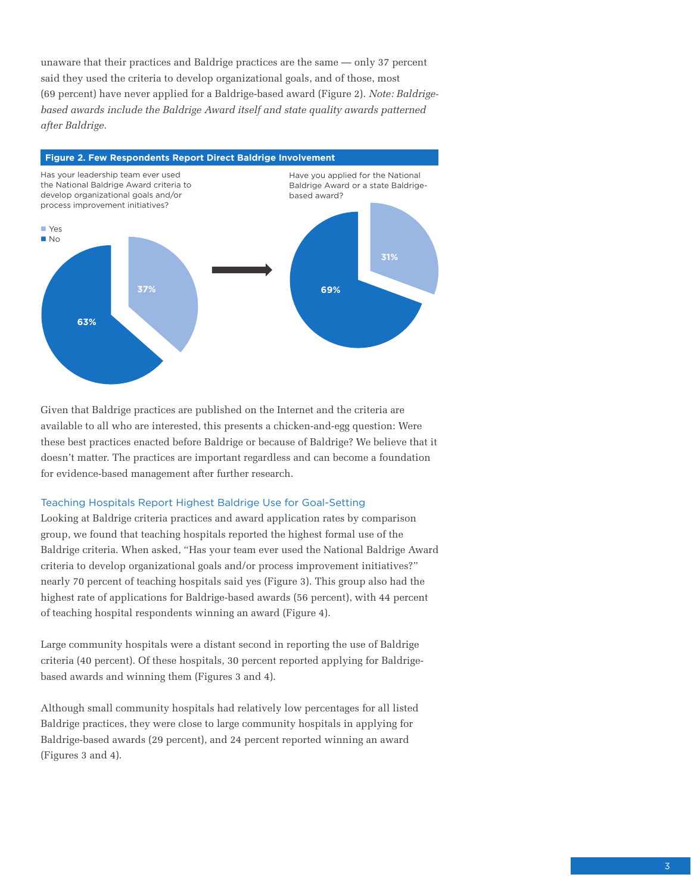unaware that their practices and Baldrige practices are the same — only 37 percent said they used the criteria to develop organizational goals, and of those, most (69 percent) have never applied for a Baldrige-based award (Figure 2). *Note: Baldrige-based awards include the Baldrige Award itself and state quality awards patterned after Baldrige.*

**Figure 2. Few Respondents Report Direct Baldrige Involvement**

Has your leadership team ever used the National Baldrige Award criteria to develop organizational goals and/or process improvement initiatives?

- Yes: 37%
- No: 63%

Have you applied for the National Baldrige Award or a state Baldrige-based award?

- Yes: 31%
- No: 69%

Given that Baldrige practices are published on the Internet and the criteria are available to all who are interested, this presents a chicken-and-egg question: Were these best practices enacted before Baldrige or because of Baldrige? We believe that it doesn't matter. The practices are important regardless and can become a foundation for evidence-based management after further research.

### Teaching Hospitals Report Highest Baldrige Use for Goal-Setting

Looking at Baldrige criteria practices and award application rates by comparison group, we found that teaching hospitals reported the highest formal use of the Baldrige criteria. When asked, "Has your team ever used the National Baldrige Award criteria to develop organizational goals and/or process improvement initiatives?" nearly 70 percent of teaching hospitals said yes (Figure 3). This group also had the highest rate of applications for Baldrige-based awards (56 percent), with 44 percent of teaching hospital respondents winning an award (Figure 4).

Large community hospitals were a distant second in reporting the use of Baldrige criteria (40 percent). Of these hospitals, 30 percent reported applying for Baldrige-based awards and winning them (Figures 3 and 4).

Although small community hospitals had relatively low percentages for all listed Baldrige practices, they were close to large community hospitals in applying for Baldrige-based awards (29 percent), and 24 percent reported winning an award (Figures 3 and 4).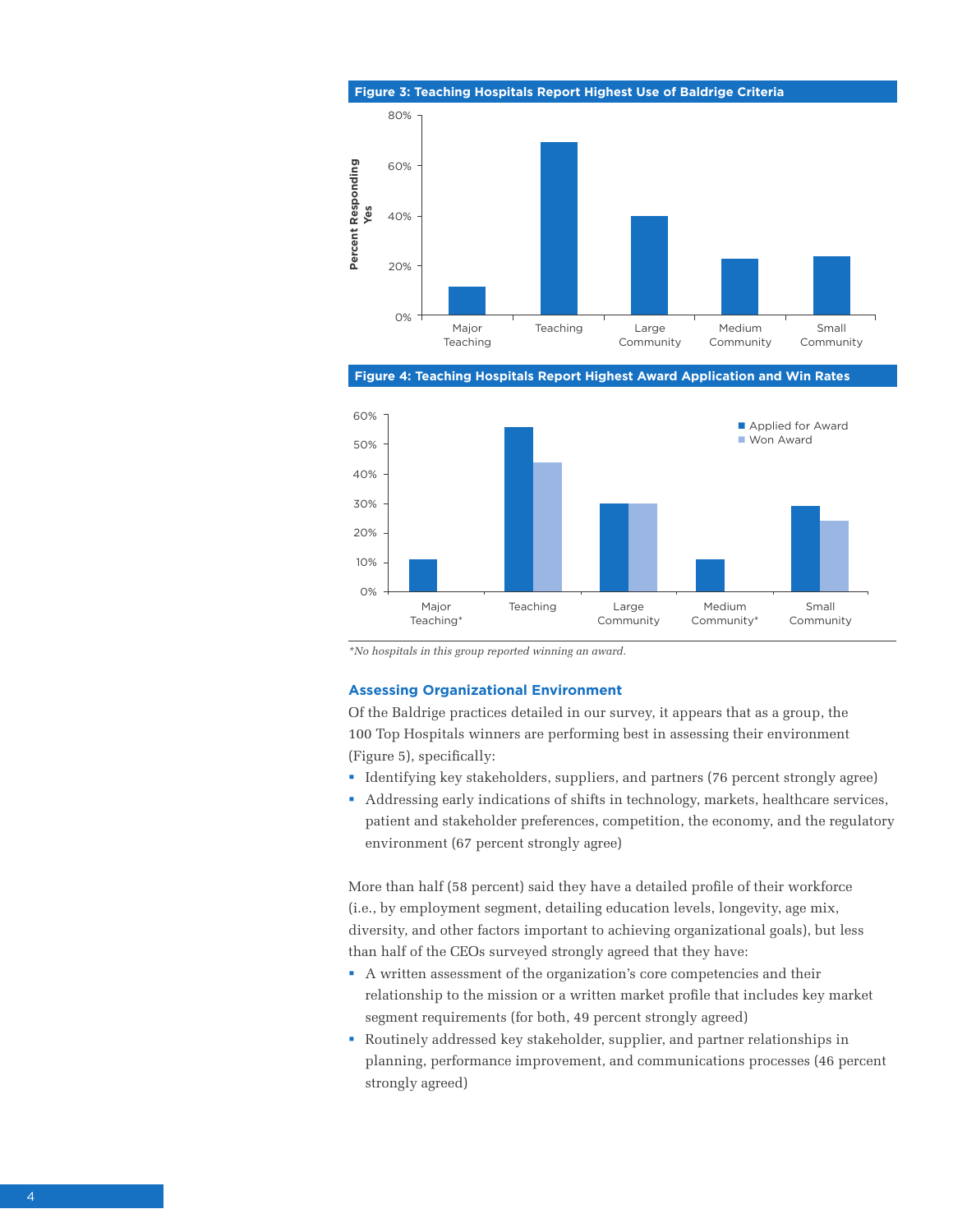**Figure 3: Teaching Hospitals Report Highest Use of Baldrige Criteria**

**Figure 4: Teaching Hospitals Report Highest Award Application and Win Rates**

*\*No hospitals in this group reported winning an award.*

### Assessing Organizational Environment

Of the Baldrige practices detailed in our survey, it appears that as a group, the 100 Top Hospitals winners are performing best in assessing their environment (Figure 5), specifically:

- Identifying key stakeholders, suppliers, and partners (76 percent strongly agree)
- Addressing early indications of shifts in technology, markets, healthcare services, patient and stakeholder preferences, competition, the economy, and the regulatory environment (67 percent strongly agree)

More than half (58 percent) said they have a detailed profile of their workforce (i.e., by employment segment, detailing education levels, longevity, age mix, diversity, and other factors important to achieving organizational goals), but less than half of the CEOs surveyed strongly agreed that they have:

- A written assessment of the organization's core competencies and their relationship to the mission or a written market profile that includes key market segment requirements (for both, 49 percent strongly agreed)
- Routinely addressed key stakeholder, supplier, and partner relationships in planning, performance improvement, and communications processes (46 percent strongly agreed)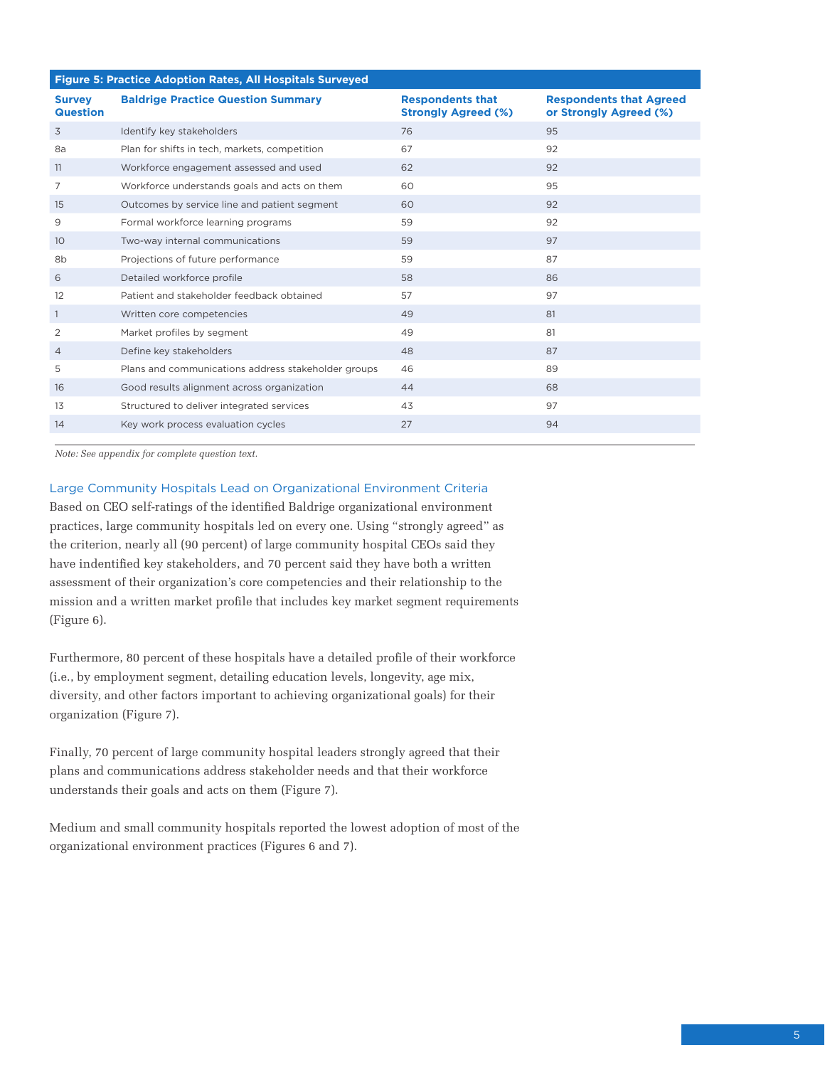**Figure 5: Practice Adoption Rates, All Hospitals Surveyed**

| Survey Question | Baldrige Practice Question Summary | Respondents that Strongly Agreed (%) | Respondents that Agreed or Strongly Agreed (%) |
|---|---|---|---|
| 3 | Identify key stakeholders | 76 | 95 |
| 8a | Plan for shifts in tech, markets, competition | 67 | 92 |
| 11 | Workforce engagement assessed and used | 62 | 92 |
| 7 | Workforce understands goals and acts on them | 60 | 95 |
| 15 | Outcomes by service line and patient segment | 60 | 92 |
| 9 | Formal workforce learning programs | 59 | 92 |
| 10 | Two-way internal communications | 59 | 97 |
| 8b | Projections of future performance | 59 | 87 |
| 6 | Detailed workforce profile | 58 | 86 |
| 12 | Patient and stakeholder feedback obtained | 57 | 97 |
| 1 | Written core competencies | 49 | 81 |
| 2 | Market profiles by segment | 49 | 81 |
| 4 | Define key stakeholders | 48 | 87 |
| 5 | Plans and communications address stakeholder groups | 46 | 89 |
| 16 | Good results alignment across organization | 44 | 68 |
| 13 | Structured to deliver integrated services | 43 | 97 |
| 14 | Key work process evaluation cycles | 27 | 94 |

*Note: See appendix for complete question text.*

### Large Community Hospitals Lead on Organizational Environment Criteria

Based on CEO self-ratings of the identified Baldrige organizational environment practices, large community hospitals led on every one. Using "strongly agreed" as the criterion, nearly all (90 percent) of large community hospital CEOs said they have indentified key stakeholders, and 70 percent said they have both a written assessment of their organization's core competencies and their relationship to the mission and a written market profile that includes key market segment requirements (Figure 6).

Furthermore, 80 percent of these hospitals have a detailed profile of their workforce (i.e., by employment segment, detailing education levels, longevity, age mix, diversity, and other factors important to achieving organizational goals) for their organization (Figure 7).

Finally, 70 percent of large community hospital leaders strongly agreed that their plans and communications address stakeholder needs and that their workforce understands their goals and acts on them (Figure 7).

Medium and small community hospitals reported the lowest adoption of most of the organizational environment practices (Figures 6 and 7).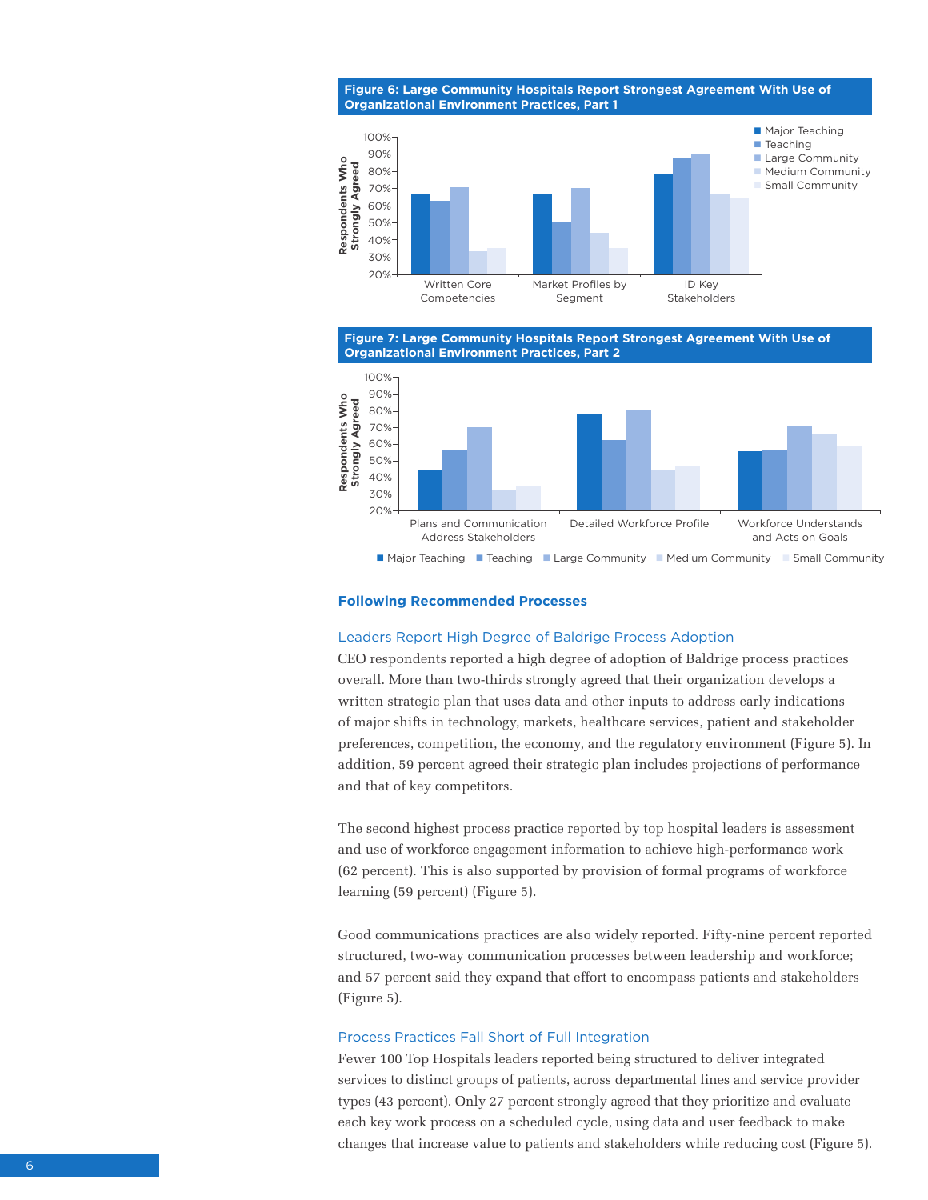**Figure 6: Large Community Hospitals Report Strongest Agreement With Use of Organizational Environment Practices, Part 1**

**Figure 7: Large Community Hospitals Report Strongest Agreement With Use of Organizational Environment Practices, Part 2**

### Following Recommended Processes

#### Leaders Report High Degree of Baldrige Process Adoption

CEO respondents reported a high degree of adoption of Baldrige process practices overall. More than two-thirds strongly agreed that their organization develops a written strategic plan that uses data and other inputs to address early indications of major shifts in technology, markets, healthcare services, patient and stakeholder preferences, competition, the economy, and the regulatory environment (Figure 5). In addition, 59 percent agreed their strategic plan includes projections of performance and that of key competitors.

The second highest process practice reported by top hospital leaders is assessment and use of workforce engagement information to achieve high-performance work (62 percent). This is also supported by provision of formal programs of workforce learning (59 percent) (Figure 5).

Good communications practices are also widely reported. Fifty-nine percent reported structured, two-way communication processes between leadership and workforce; and 57 percent said they expand that effort to encompass patients and stakeholders (Figure 5).

#### Process Practices Fall Short of Full Integration

Fewer 100 Top Hospitals leaders reported being structured to deliver integrated services to distinct groups of patients, across departmental lines and service provider types (43 percent). Only 27 percent strongly agreed that they prioritize and evaluate each key work process on a scheduled cycle, using data and user feedback to make changes that increase value to patients and stakeholders while reducing cost (Figure 5).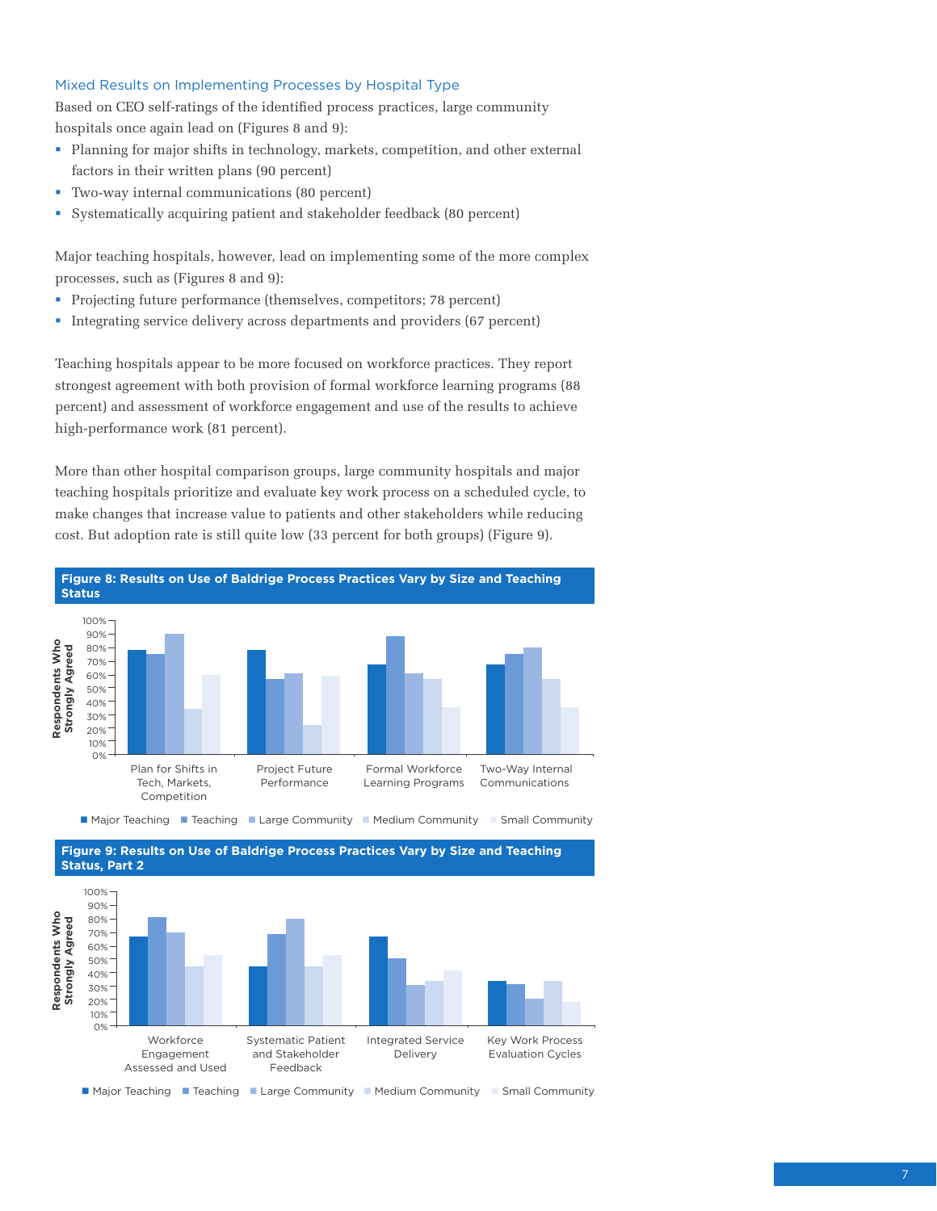### Mixed Results on Implementing Processes by Hospital Type

Based on CEO self-ratings of the identified process practices, large community hospitals once again lead on (Figures 8 and 9):

- Planning for major shifts in technology, markets, competition, and other external factors in their written plans (90 percent)
- Two-way internal communications (80 percent)
- Systematically acquiring patient and stakeholder feedback (80 percent)

Major teaching hospitals, however, lead on implementing some of the more complex processes, such as (Figures 8 and 9):

- Projecting future performance (themselves, competitors; 78 percent)
- Integrating service delivery across departments and providers (67 percent)

Teaching hospitals appear to be more focused on workforce practices. They report strongest agreement with both provision of formal workforce learning programs (88 percent) and assessment of workforce engagement and use of the results to achieve high-performance work (81 percent).

More than other hospital comparison groups, large community hospitals and major teaching hospitals prioritize and evaluate key work process on a scheduled cycle, to make changes that increase value to patients and other stakeholders while reducing cost. But adoption rate is still quite low (33 percent for both groups) (Figure 9).

**Figure 8: Results on Use of Baldrige Process Practices Vary by Size and Teaching Status**

Respondents Who Strongly Agreed (0%–100%) for: Plan for Shifts in Tech, Markets, Competition; Project Future Performance; Formal Workforce Learning Programs; Two-Way Internal Communications

■ Major Teaching ■ Teaching ■ Large Community ■ Medium Community ■ Small Community

**Figure 9: Results on Use of Baldrige Process Practices Vary by Size and Teaching Status, Part 2**

Respondents Who Strongly Agreed (0%–100%) for: Workforce Engagement Assessed and Used; Systematic Patient and Stakeholder Feedback; Integrated Service Delivery; Key Work Process Evaluation Cycles

■ Major Teaching ■ Teaching ■ Large Community ■ Medium Community ■ Small Community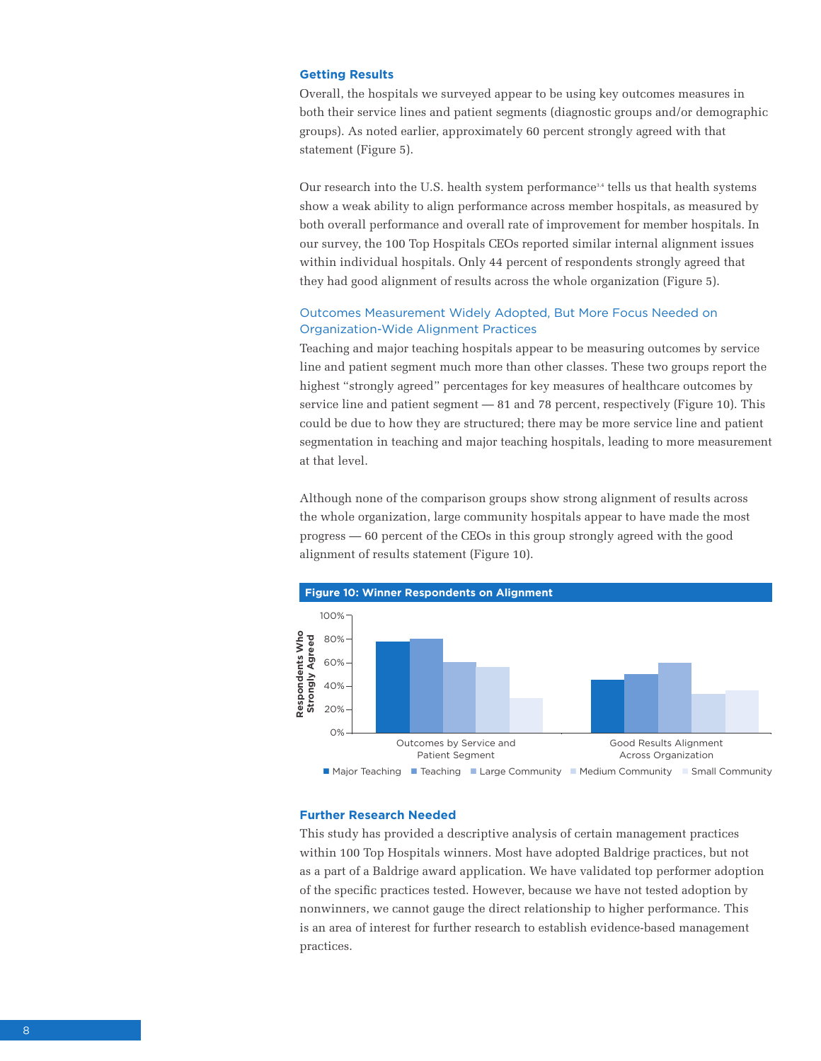### Getting Results

Overall, the hospitals we surveyed appear to be using key outcomes measures in both their service lines and patient segments (diagnostic groups and/or demographic groups). As noted earlier, approximately 60 percent strongly agreed with that statement (Figure 5).

Our research into the U.S. health system performance[3,4] tells us that health systems show a weak ability to align performance across member hospitals, as measured by both overall performance and overall rate of improvement for member hospitals. In our survey, the 100 Top Hospitals CEOs reported similar internal alignment issues within individual hospitals. Only 44 percent of respondents strongly agreed that they had good alignment of results across the whole organization (Figure 5).

#### Outcomes Measurement Widely Adopted, But More Focus Needed on Organization-Wide Alignment Practices

Teaching and major teaching hospitals appear to be measuring outcomes by service line and patient segment much more than other classes. These two groups report the highest "strongly agreed" percentages for key measures of healthcare outcomes by service line and patient segment — 81 and 78 percent, respectively (Figure 10). This could be due to how they are structured; there may be more service line and patient segmentation in teaching and major teaching hospitals, leading to more measurement at that level.

Although none of the comparison groups show strong alignment of results across the whole organization, large community hospitals appear to have made the most progress — 60 percent of the CEOs in this group strongly agreed with the good alignment of results statement (Figure 10).

**Figure 10: Winner Respondents on Alignment**

| Respondents Who Strongly Agreed | Major Teaching | Teaching | Large Community | Medium Community | Small Community |
|---|---|---|---|---|---|
| Outcomes by Service and Patient Segment | 78% | 81% | 60% | 56% | 29% |
| Good Results Alignment Across Organization | 45% | 50% | 60% | 33% | 36% |

### Further Research Needed

This study has provided a descriptive analysis of certain management practices within 100 Top Hospitals winners. Most have adopted Baldrige practices, but not as a part of a Baldrige award application. We have validated top performer adoption of the specific practices tested. However, because we have not tested adoption by nonwinners, we cannot gauge the direct relationship to higher performance. This is an area of interest for further research to establish evidence-based management practices.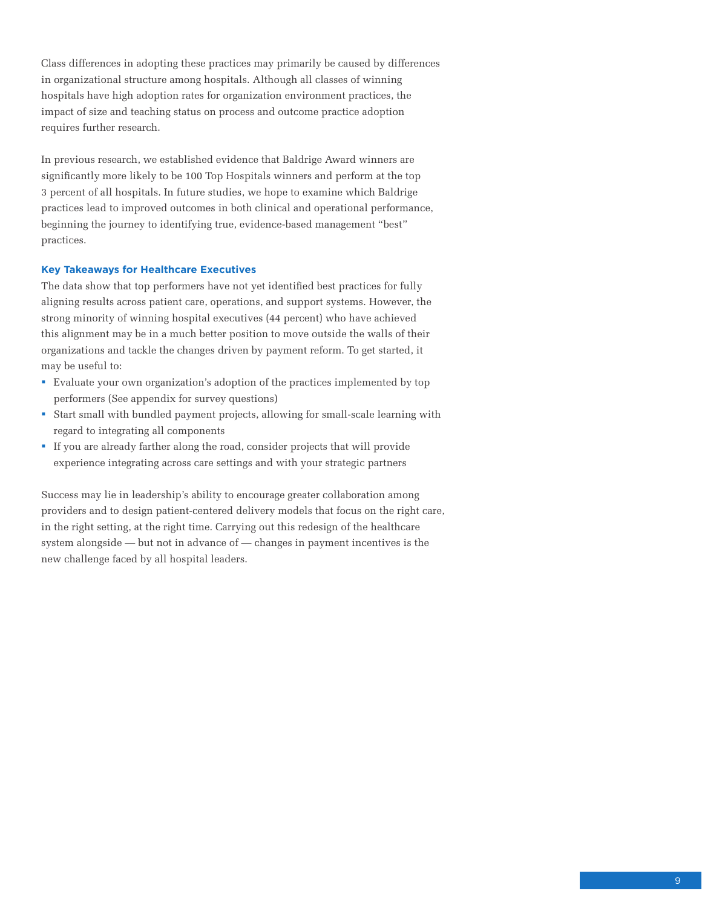Class differences in adopting these practices may primarily be caused by differences in organizational structure among hospitals. Although all classes of winning hospitals have high adoption rates for organization environment practices, the impact of size and teaching status on process and outcome practice adoption requires further research.

In previous research, we established evidence that Baldrige Award winners are significantly more likely to be 100 Top Hospitals winners and perform at the top 3 percent of all hospitals. In future studies, we hope to examine which Baldrige practices lead to improved outcomes in both clinical and operational performance, beginning the journey to identifying true, evidence-based management "best" practices.

### Key Takeaways for Healthcare Executives

The data show that top performers have not yet identified best practices for fully aligning results across patient care, operations, and support systems. However, the strong minority of winning hospital executives (44 percent) who have achieved this alignment may be in a much better position to move outside the walls of their organizations and tackle the changes driven by payment reform. To get started, it may be useful to:

- Evaluate your own organization's adoption of the practices implemented by top performers (See appendix for survey questions)
- Start small with bundled payment projects, allowing for small-scale learning with regard to integrating all components
- If you are already farther along the road, consider projects that will provide experience integrating across care settings and with your strategic partners

Success may lie in leadership's ability to encourage greater collaboration among providers and to design patient-centered delivery models that focus on the right care, in the right setting, at the right time. Carrying out this redesign of the healthcare system alongside — but not in advance of — changes in payment incentives is the new challenge faced by all hospital leaders.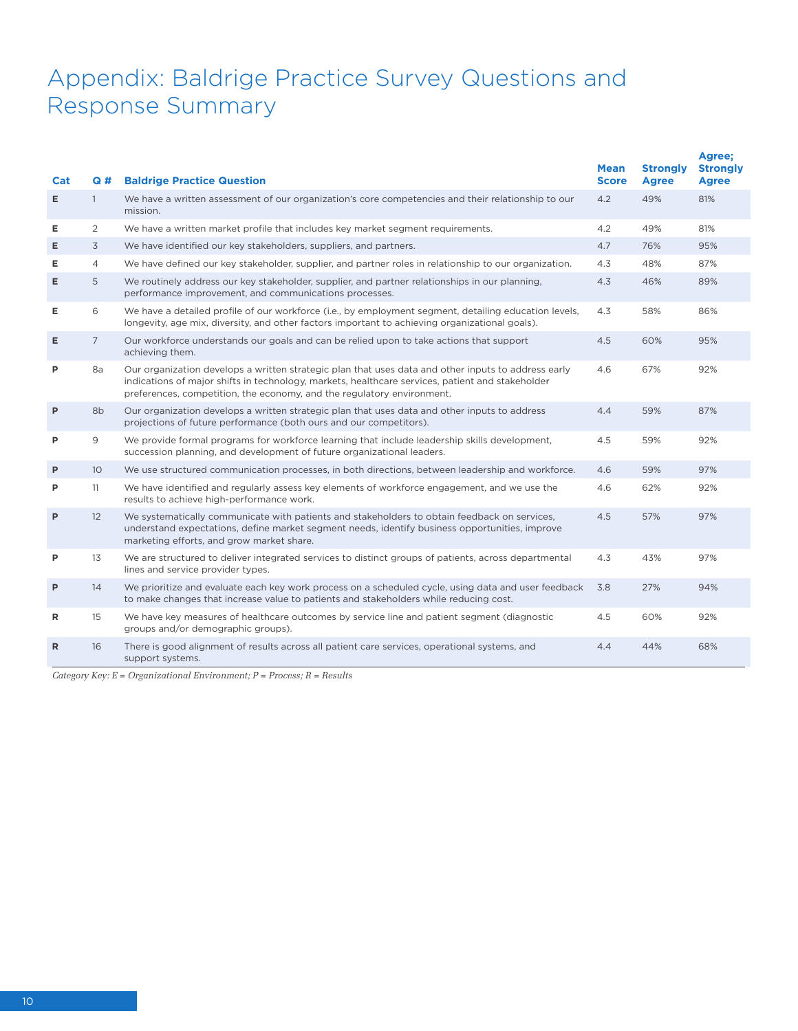# Appendix: Baldrige Practice Survey Questions and Response Summary

| Cat | Q # | Baldrige Practice Question | Mean Score | Strongly Agree | Agree; Strongly Agree |
|---|---|---|---|---|---|
| **E** | 1 | We have a written assessment of our organization's core competencies and their relationship to our mission. | 4.2 | 49% | 81% |
| **E** | 2 | We have a written market profile that includes key market segment requirements. | 4.2 | 49% | 81% |
| **E** | 3 | We have identified our key stakeholders, suppliers, and partners. | 4.7 | 76% | 95% |
| **E** | 4 | We have defined our key stakeholder, supplier, and partner roles in relationship to our organization. | 4.3 | 48% | 87% |
| **E** | 5 | We routinely address our key stakeholder, supplier, and partner relationships in our planning, performance improvement, and communications processes. | 4.3 | 46% | 89% |
| **E** | 6 | We have a detailed profile of our workforce (i.e., by employment segment, detailing education levels, longevity, age mix, diversity, and other factors important to achieving organizational goals). | 4.3 | 58% | 86% |
| **E** | 7 | Our workforce understands our goals and can be relied upon to take actions that support achieving them. | 4.5 | 60% | 95% |
| **P** | 8a | Our organization develops a written strategic plan that uses data and other inputs to address early indications of major shifts in technology, markets, healthcare services, patient and stakeholder preferences, competition, the economy, and the regulatory environment. | 4.6 | 67% | 92% |
| **P** | 8b | Our organization develops a written strategic plan that uses data and other inputs to address projections of future performance (both ours and our competitors). | 4.4 | 59% | 87% |
| **P** | 9 | We provide formal programs for workforce learning that include leadership skills development, succession planning, and development of future organizational leaders. | 4.5 | 59% | 92% |
| **P** | 10 | We use structured communication processes, in both directions, between leadership and workforce. | 4.6 | 59% | 97% |
| **P** | 11 | We have identified and regularly assess key elements of workforce engagement, and we use the results to achieve high-performance work. | 4.6 | 62% | 92% |
| **P** | 12 | We systematically communicate with patients and stakeholders to obtain feedback on services, understand expectations, define market segment needs, identify business opportunities, improve marketing efforts, and grow market share. | 4.5 | 57% | 97% |
| **P** | 13 | We are structured to deliver integrated services to distinct groups of patients, across departmental lines and service provider types. | 4.3 | 43% | 97% |
| **P** | 14 | We prioritize and evaluate each key work process on a scheduled cycle, using data and user feedback to make changes that increase value to patients and stakeholders while reducing cost. | 3.8 | 27% | 94% |
| **R** | 15 | We have key measures of healthcare outcomes by service line and patient segment (diagnostic groups and/or demographic groups). | 4.5 | 60% | 92% |
| **R** | 16 | There is good alignment of results across all patient care services, operational systems, and support systems. | 4.4 | 44% | 68% |

*Category Key: E = Organizational Environment; P = Process; R = Results*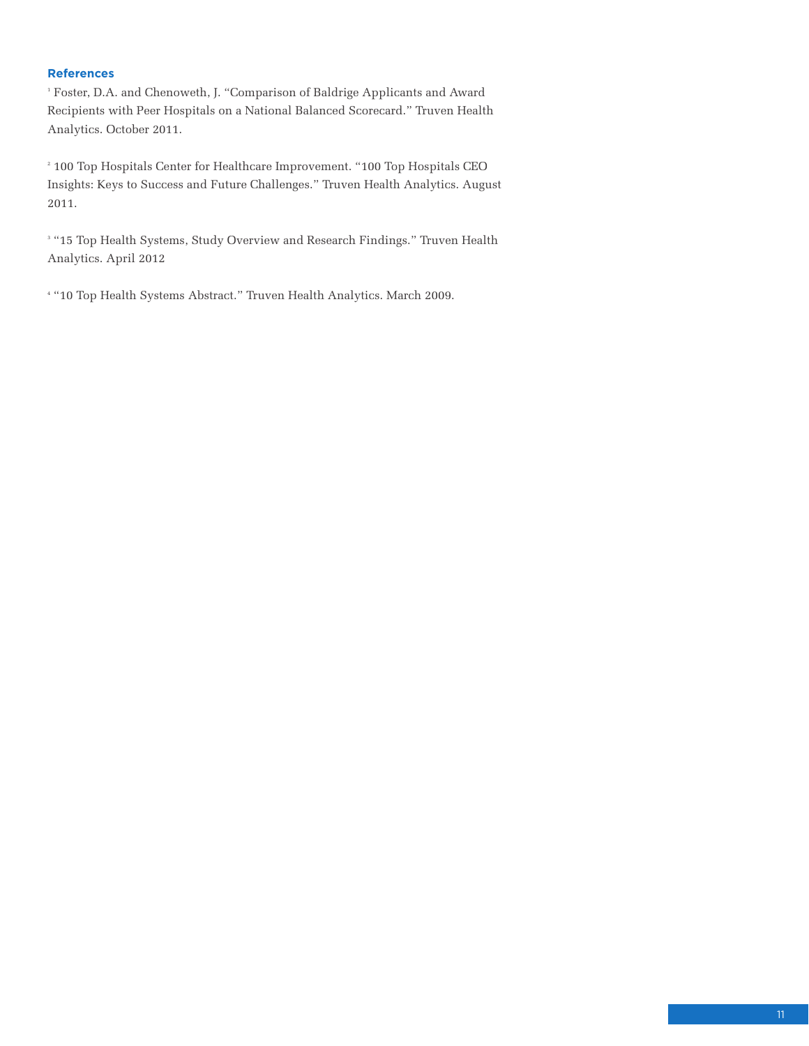### References

[1] Foster, D.A. and Chenoweth, J. "Comparison of Baldrige Applicants and Award Recipients with Peer Hospitals on a National Balanced Scorecard." Truven Health Analytics. October 2011.

[2] 100 Top Hospitals Center for Healthcare Improvement. "100 Top Hospitals CEO Insights: Keys to Success and Future Challenges." Truven Health Analytics. August 2011.

[3] "15 Top Health Systems, Study Overview and Research Findings." Truven Health Analytics. April 2012

[4] "10 Top Health Systems Abstract." Truven Health Analytics. March 2009.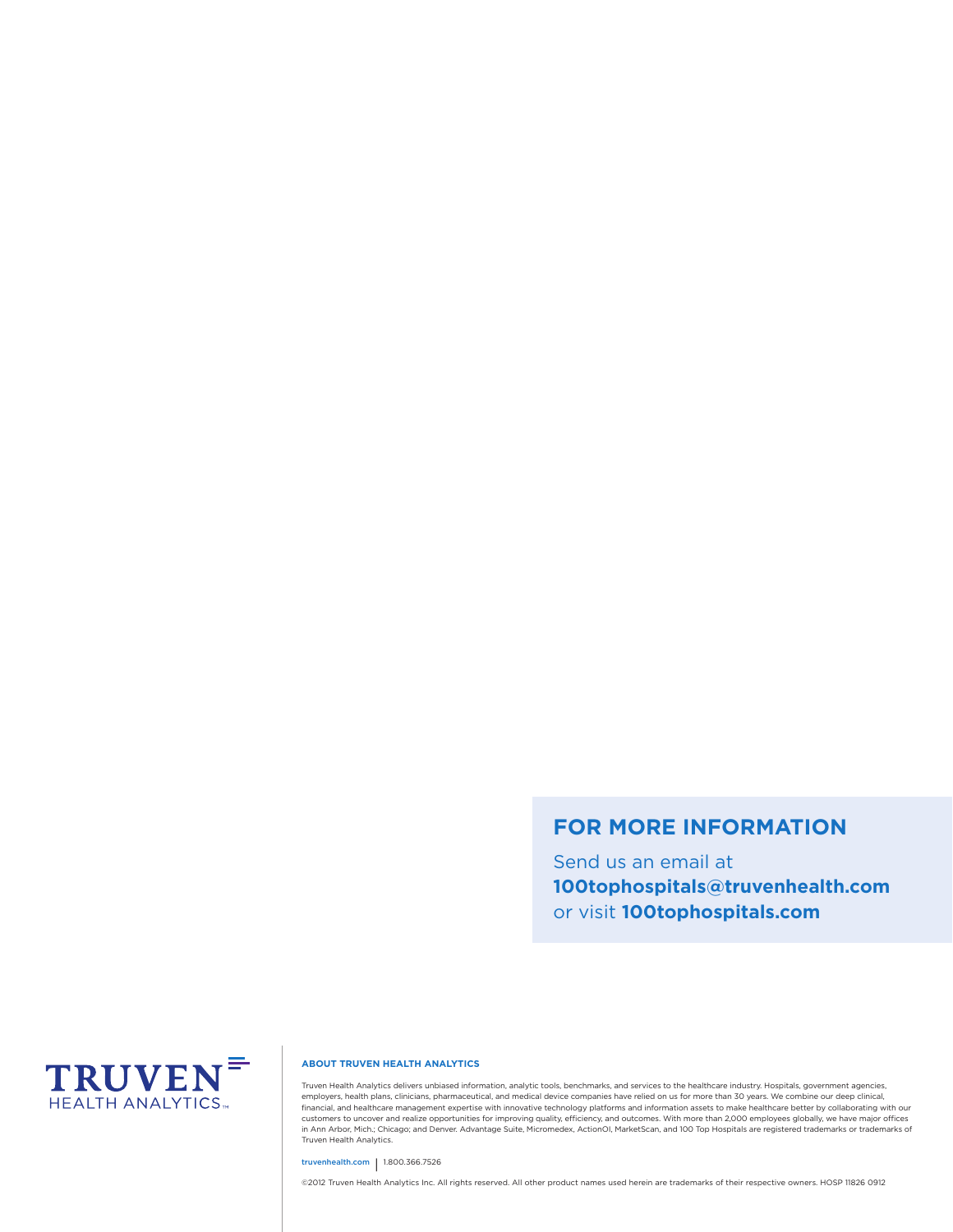## FOR MORE INFORMATION

Send us an email at
**100tophospitals@truvenhealth.com**
or visit **100tophospitals.com**

TRUVEN HEALTH ANALYTICS™

**ABOUT TRUVEN HEALTH ANALYTICS**

Truven Health Analytics delivers unbiased information, analytic tools, benchmarks, and services to the healthcare industry. Hospitals, government agencies, employers, health plans, clinicians, pharmaceutical, and medical device companies have relied on us for more than 30 years. We combine our deep clinical, financial, and healthcare management expertise with innovative technology platforms and information assets to make healthcare better by collaborating with our customers to uncover and realize opportunities for improving quality, efficiency, and outcomes. With more than 2,000 employees globally, we have major offices in Ann Arbor, Mich.; Chicago; and Denver. Advantage Suite, Micromedex, ActionOI, MarketScan, and 100 Top Hospitals are registered trademarks or trademarks of Truven Health Analytics.

truvenhealth.com | 1.800.366.7526

©2012 Truven Health Analytics Inc. All rights reserved. All other product names used herein are trademarks of their respective owners. HOSP 11826 0912